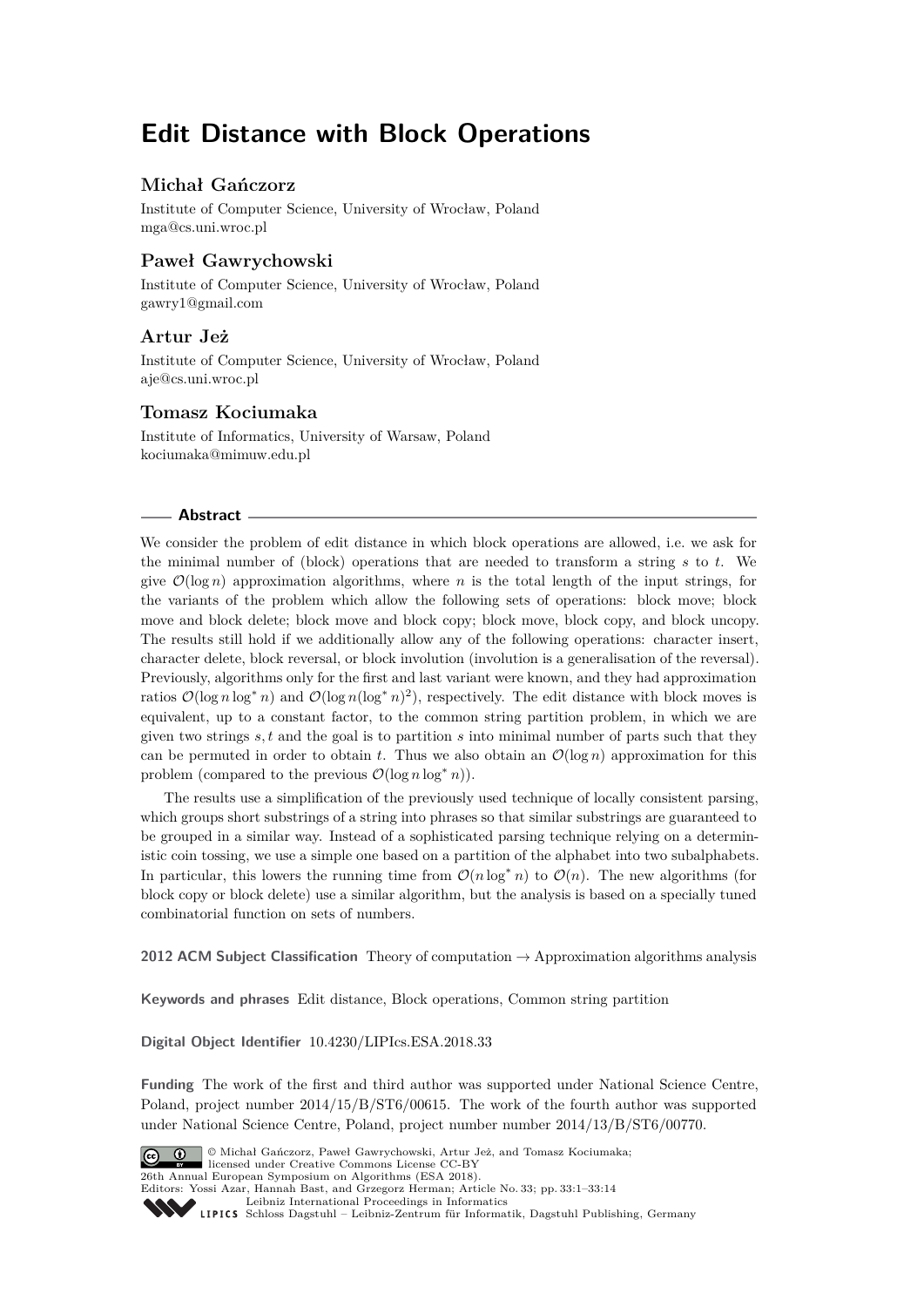# Edit Distance with Block Operations

### Michał Gańczorz

Institute of Computer Science, University of Wrocław, Poland
mga@cs.uni.wroc.pl

### Paweł Gawrychowski

Institute of Computer Science, University of Wrocław, Poland
gawry1@gmail.com

### Artur Jeż

Institute of Computer Science, University of Wrocław, Poland
aje@cs.uni.wroc.pl

### Tomasz Kociumaka

Institute of Informatics, University of Warsaw, Poland
kociumaka@mimuw.edu.pl

## Abstract

We consider the problem of edit distance in which block operations are allowed, i.e. we ask for the minimal number of (block) operations that are needed to transform a string $s$ to $t$. We give $\mathcal{O}(\log n)$ approximation algorithms, where $n$ is the total length of the input strings, for the variants of the problem which allow the following sets of operations: block move; block move and block delete; block move and block copy; block move, block copy, and block uncopy. The results still hold if we additionally allow any of the following operations: character insert, character delete, block reversal, or block involution (involution is a generalisation of the reversal). Previously, algorithms only for the first and last variant were known, and they had approximation ratios $\mathcal{O}(\log n \log^* n)$ and $\mathcal{O}(\log n (\log^* n)^2)$, respectively. The edit distance with block moves is equivalent, up to a constant factor, to the common string partition problem, in which we are given two strings $s, t$ and the goal is to partition $s$ into minimal number of parts such that they can be permuted in order to obtain $t$. Thus we also obtain an $\mathcal{O}(\log n)$ approximation for this problem (compared to the previous $\mathcal{O}(\log n \log^* n)$).

The results use a simplification of the previously used technique of locally consistent parsing, which groups short substrings of a string into phrases so that similar substrings are guaranteed to be grouped in a similar way. Instead of a sophisticated parsing technique relying on a deterministic coin tossing, we use a simple one based on a partition of the alphabet into two subalphabets. In particular, this lowers the running time from $\mathcal{O}(n \log^* n)$ to $\mathcal{O}(n)$. The new algorithms (for block copy or block delete) use a similar algorithm, but the analysis is based on a specially tuned combinatorial function on sets of numbers.

**2012 ACM Subject Classification** Theory of computation → Approximation algorithms analysis

**Keywords and phrases** Edit distance, Block operations, Common string partition

**Digital Object Identifier** 10.4230/LIPIcs.ESA.2018.33

**Funding** The work of the first and third author was supported under National Science Centre, Poland, project number 2014/15/B/ST6/00615. The work of the fourth author was supported under National Science Centre, Poland, project number number 2014/13/B/ST6/00770.

© Michał Gańczorz, Paweł Gawrychowski, Artur Jeż, and Tomasz Kociumaka; licensed under Creative Commons License CC-BY
26th Annual European Symposium on Algorithms (ESA 2018).
Editors: Yossi Azar, Hannah Bast, and Grzegorz Herman; Article No. 33; pp. 33:1–33:14
Leibniz International Proceedings in Informatics
Schloss Dagstuhl – Leibniz-Zentrum für Informatik, Dagstuhl Publishing, Germany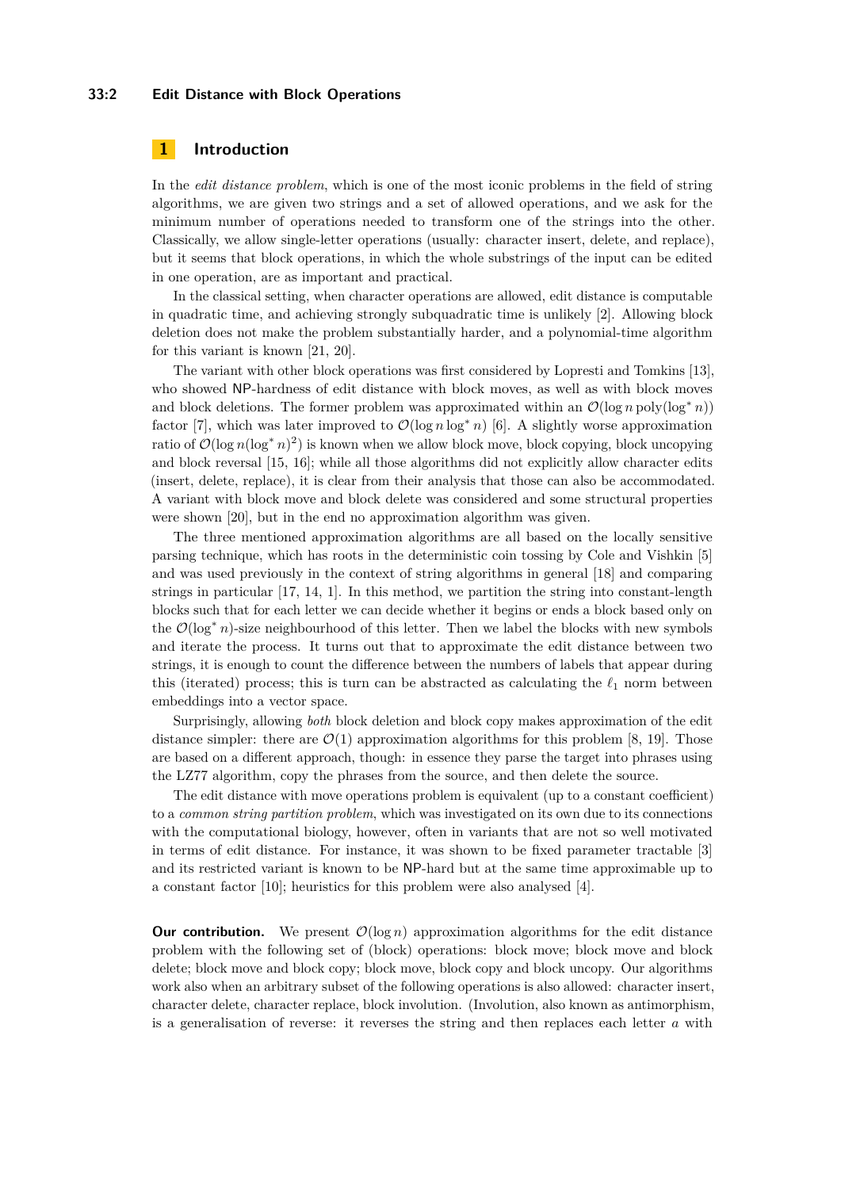## 1 Introduction

In the *edit distance problem*, which is one of the most iconic problems in the field of string algorithms, we are given two strings and a set of allowed operations, and we ask for the minimum number of operations needed to transform one of the strings into the other. Classically, we allow single-letter operations (usually: character insert, delete, and replace), but it seems that block operations, in which the whole substrings of the input can be edited in one operation, are as important and practical.

In the classical setting, when character operations are allowed, edit distance is computable in quadratic time, and achieving strongly subquadratic time is unlikely [2]. Allowing block deletion does not make the problem substantially harder, and a polynomial-time algorithm for this variant is known [21, 20].

The variant with other block operations was first considered by Lopresti and Tomkins [13], who showed NP-hardness of edit distance with block moves, as well as with block moves and block deletions. The former problem was approximated within an $\mathcal{O}(\log n \operatorname{poly}(\log^* n))$ factor [7], which was later improved to $\mathcal{O}(\log n \log^* n)$ [6]. A slightly worse approximation ratio of $\mathcal{O}(\log n (\log^* n)^2)$ is known when we allow block move, block copying, block uncopying and block reversal [15, 16]; while all those algorithms did not explicitly allow character edits (insert, delete, replace), it is clear from their analysis that those can also be accommodated. A variant with block move and block delete was considered and some structural properties were shown [20], but in the end no approximation algorithm was given.

The three mentioned approximation algorithms are all based on the locally sensitive parsing technique, which has roots in the deterministic coin tossing by Cole and Vishkin [5] and was used previously in the context of string algorithms in general [18] and comparing strings in particular [17, 14, 1]. In this method, we partition the string into constant-length blocks such that for each letter we can decide whether it begins or ends a block based only on the $\mathcal{O}(\log^* n)$-size neighbourhood of this letter. Then we label the blocks with new symbols and iterate the process. It turns out that to approximate the edit distance between two strings, it is enough to count the difference between the numbers of labels that appear during this (iterated) process; this is turn can be abstracted as calculating the $\ell_1$ norm between embeddings into a vector space.

Surprisingly, allowing *both* block deletion and block copy makes approximation of the edit distance simpler: there are $\mathcal{O}(1)$ approximation algorithms for this problem [8, 19]. Those are based on a different approach, though: in essence they parse the target into phrases using the LZ77 algorithm, copy the phrases from the source, and then delete the source.

The edit distance with move operations problem is equivalent (up to a constant coefficient) to a *common string partition problem*, which was investigated on its own due to its connections with the computational biology, however, often in variants that are not so well motivated in terms of edit distance. For instance, it was shown to be fixed parameter tractable [3] and its restricted variant is known to be NP-hard but at the same time approximable up to a constant factor [10]; heuristics for this problem were also analysed [4].

**Our contribution.** We present $\mathcal{O}(\log n)$ approximation algorithms for the edit distance problem with the following set of (block) operations: block move; block move and block delete; block move and block copy; block move, block copy and block uncopy. Our algorithms work also when an arbitrary subset of the following operations is also allowed: character insert, character delete, character replace, block involution. (Involution, also known as antimorphism, is a generalisation of reverse: it reverses the string and then replaces each letter $a$ with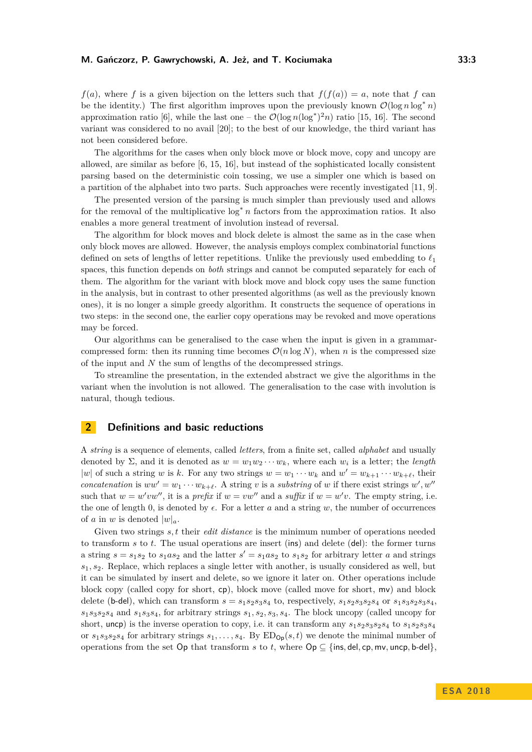$f(a)$, where $f$ is a given bijection on the letters such that $f(f(a)) = a$, note that $f$ can be the identity.) The first algorithm improves upon the previously known $\mathcal{O}(\log n \log^* n)$ approximation ratio [6], while the last one – the $\mathcal{O}(\log n (\log^*)^2 n)$ ratio [15, 16]. The second variant was considered to no avail [20]; to the best of our knowledge, the third variant has not been considered before.

The algorithms for the cases when only block move or block move, copy and uncopy are allowed, are similar as before [6, 15, 16], but instead of the sophisticated locally consistent parsing based on the deterministic coin tossing, we use a simpler one which is based on a partition of the alphabet into two parts. Such approaches were recently investigated [11, 9].

The presented version of the parsing is much simpler than previously used and allows for the removal of the multiplicative $\log^* n$ factors from the approximation ratios. It also enables a more general treatment of involution instead of reversal.

The algorithm for block moves and block delete is almost the same as in the case when only block moves are allowed. However, the analysis employs complex combinatorial functions defined on sets of lengths of letter repetitions. Unlike the previously used embedding to $\ell_1$ spaces, this function depends on *both* strings and cannot be computed separately for each of them. The algorithm for the variant with block move and block copy uses the same function in the analysis, but in contrast to other presented algorithms (as well as the previously known ones), it is no longer a simple greedy algorithm. It constructs the sequence of operations in two steps: in the second one, the earlier copy operations may be revoked and move operations may be forced.

Our algorithms can be generalised to the case when the input is given in a grammar-compressed form: then its running time becomes $\mathcal{O}(n \log N)$, when $n$ is the compressed size of the input and $N$ the sum of lengths of the decompressed strings.

To streamline the presentation, in the extended abstract we give the algorithms in the variant when the involution is not allowed. The generalisation to the case with involution is natural, though tedious.

## 2 Definitions and basic reductions

A *string* is a sequence of elements, called *letters*, from a finite set, called *alphabet* and usually denoted by $\Sigma$, and it is denoted as $w = w_1 w_2 \cdots w_k$, where each $w_i$ is a letter; the *length* $|w|$ of such a string $w$ is $k$. For any two strings $w = w_1 \cdots w_k$ and $w' = w_{k+1} \cdots w_{k+\ell}$, their *concatenation* is $ww' = w_1 \cdots w_{k+\ell}$. A string $v$ is a *substring* of $w$ if there exist strings $w', w''$ such that $w = w'vw''$, it is a *prefix* if $w = vw''$ and a *suffix* if $w = w'v$. The empty string, i.e. the one of length 0, is denoted by $\epsilon$. For a letter $a$ and a string $w$, the number of occurrences of $a$ in $w$ is denoted $|w|_a$.

Given two strings $s, t$ their *edit distance* is the minimum number of operations needed to transform $s$ to $t$. The usual operations are insert (ins) and delete (del): the former turns a string $s = s_1 s_2$ to $s_1 a s_2$ and the latter $s' = s_1 a s_2$ to $s_1 s_2$ for arbitrary letter $a$ and strings $s_1, s_2$. Replace, which replaces a single letter with another, is usually considered as well, but it can be simulated by insert and delete, so we ignore it later on. Other operations include block copy (called copy for short, cp), block move (called move for short, mv) and block delete (b-del), which can transform $s = s_1 s_2 s_3 s_4$ to, respectively, $s_1 s_2 s_3 s_2 s_4$ or $s_1 s_3 s_2 s_3 s_4$, $s_1 s_3 s_2 s_4$ and $s_1 s_3 s_4$, for arbitrary strings $s_1, s_2, s_3, s_4$. The block uncopy (called uncopy for short, uncp) is the inverse operation to copy, i.e. it can transform any $s_1 s_2 s_3 s_2 s_4$ to $s_1 s_2 s_3 s_4$ or $s_1 s_3 s_2 s_4$ for arbitrary strings $s_1, \ldots, s_4$. By $\mathrm{ED}_{\mathsf{Op}}(s, t)$ we denote the minimal number of operations from the set $\mathsf{Op}$ that transform $s$ to $t$, where $\mathsf{Op} \subseteq \{\mathsf{ins}, \mathsf{del}, \mathsf{cp}, \mathsf{mv}, \mathsf{uncp}, \mathsf{b\text{-}del}\}$,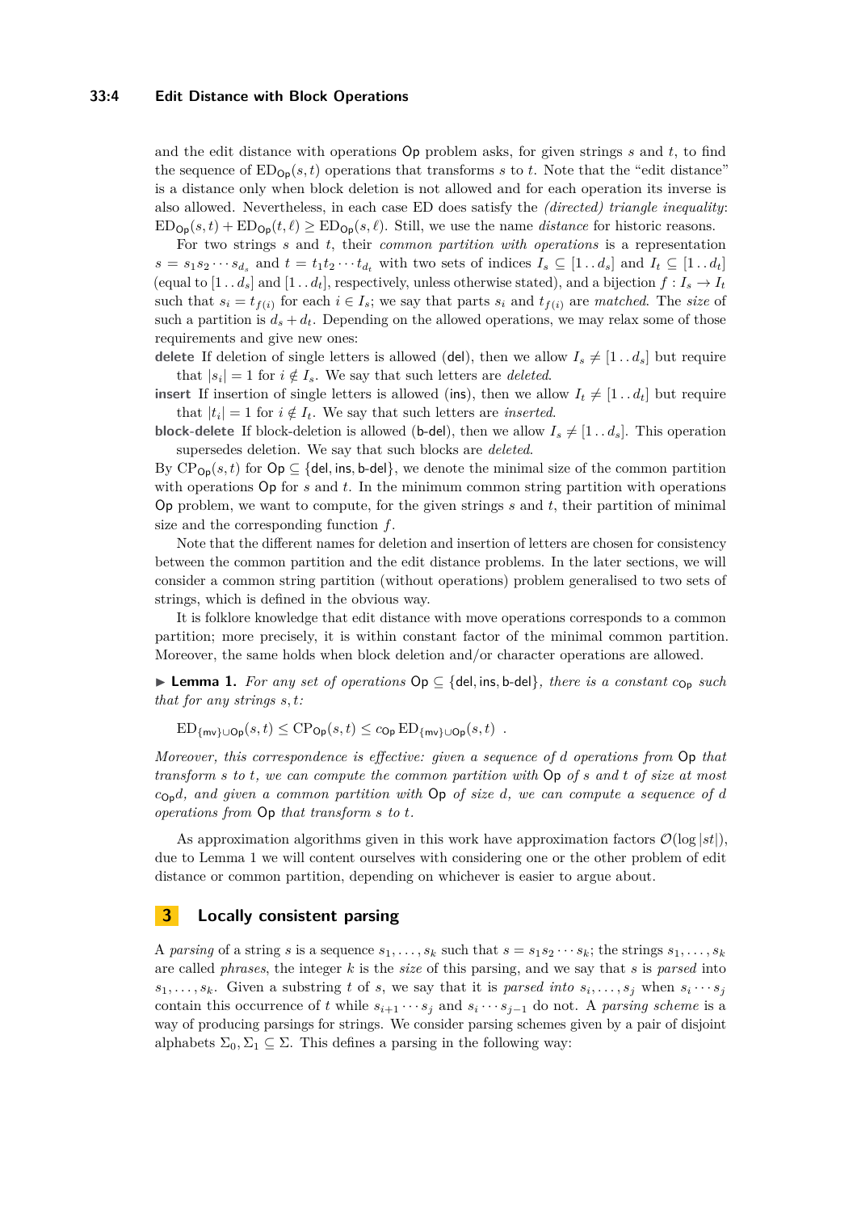and the edit distance with operations Op problem asks, for given strings $s$ and $t$, to find the sequence of $\mathrm{ED}_{\mathsf{Op}}(s,t)$ operations that transforms $s$ to $t$. Note that the "edit distance" is a distance only when block deletion is not allowed and for each operation its inverse is also allowed. Nevertheless, in each case ED does satisfy the *(directed) triangle inequality*: $\mathrm{ED}_{\mathsf{Op}}(s,t) + \mathrm{ED}_{\mathsf{Op}}(t,\ell) \geq \mathrm{ED}_{\mathsf{Op}}(s,\ell)$. Still, we use the name *distance* for historic reasons.

For two strings $s$ and $t$, their *common partition with operations* is a representation $s = s_1 s_2 \cdots s_{d_s}$ and $t = t_1 t_2 \cdots t_{d_t}$ with two sets of indices $I_s \subseteq [1\,..\,d_s]$ and $I_t \subseteq [1\,..\,d_t]$ (equal to $[1\,..\,d_s]$ and $[1\,..\,d_t]$, respectively, unless otherwise stated), and a bijection $f : I_s \to I_t$ such that $s_i = t_{f(i)}$ for each $i \in I_s$; we say that parts $s_i$ and $t_{f(i)}$ are *matched*. The *size* of such a partition is $d_s + d_t$. Depending on the allowed operations, we may relax some of those requirements and give new ones:

**delete** If deletion of single letters is allowed (del), then we allow $I_s \neq [1\,..\,d_s]$ but require that $|s_i| = 1$ for $i \notin I_s$. We say that such letters are *deleted*.

**insert** If insertion of single letters is allowed (ins), then we allow $I_t \neq [1\,..\,d_t]$ but require that $|t_i| = 1$ for $i \notin I_t$. We say that such letters are *inserted*.

**block-delete** If block-deletion is allowed (b-del), then we allow $I_s \neq [1\,..\,d_s]$. This operation supersedes deletion. We say that such blocks are *deleted*.

By $\mathrm{CP}_{\mathsf{Op}}(s,t)$ for $\mathsf{Op} \subseteq \{\mathsf{del}, \mathsf{ins}, \mathsf{b\text{-}del}\}$, we denote the minimal size of the common partition with operations Op for $s$ and $t$. In the minimum common string partition with operations Op problem, we want to compute, for the given strings $s$ and $t$, their partition of minimal size and the corresponding function $f$.

Note that the different names for deletion and insertion of letters are chosen for consistency between the common partition and the edit distance problems. In the later sections, we will consider a common string partition (without operations) problem generalised to two sets of strings, which is defined in the obvious way.

It is folklore knowledge that edit distance with move operations corresponds to a common partition; more precisely, it is within constant factor of the minimal common partition. Moreover, the same holds when block deletion and/or character operations are allowed.

▶ **Lemma 1.** *For any set of operations $\mathsf{Op} \subseteq \{\mathsf{del}, \mathsf{ins}, \mathsf{b\text{-}del}\}$, there is a constant $c_{\mathsf{Op}}$ such that for any strings $s,t$:*

$$\mathrm{ED}_{\{\mathsf{mv}\}\cup\mathsf{Op}}(s,t) \leq \mathrm{CP}_{\mathsf{Op}}(s,t) \leq c_{\mathsf{Op}}\,\mathrm{ED}_{\{\mathsf{mv}\}\cup\mathsf{Op}}(s,t)\ .$$

*Moreover, this correspondence is effective: given a sequence of $d$ operations from Op that transform $s$ to $t$, we can compute the common partition with Op of $s$ and $t$ of size at most $c_{\mathsf{Op}} d$, and given a common partition with Op of size $d$, we can compute a sequence of $d$ operations from Op that transform $s$ to $t$.*

As approximation algorithms given in this work have approximation factors $\mathcal{O}(\log |st|)$, due to Lemma 1 we will content ourselves with considering one or the other problem of edit distance or common partition, depending on whichever is easier to argue about.

## 3 Locally consistent parsing

A *parsing* of a string $s$ is a sequence $s_1, \ldots, s_k$ such that $s = s_1 s_2 \cdots s_k$; the strings $s_1, \ldots, s_k$ are called *phrases*, the integer $k$ is the *size* of this parsing, and we say that $s$ is *parsed* into $s_1, \ldots, s_k$. Given a substring $t$ of $s$, we say that it is *parsed into* $s_i, \ldots, s_j$ when $s_i \cdots s_j$ contain this occurrence of $t$ while $s_{i+1} \cdots s_j$ and $s_i \cdots s_{j-1}$ do not. A *parsing scheme* is a way of producing parsings for strings. We consider parsing schemes given by a pair of disjoint alphabets $\Sigma_0, \Sigma_1 \subseteq \Sigma$. This defines a parsing in the following way: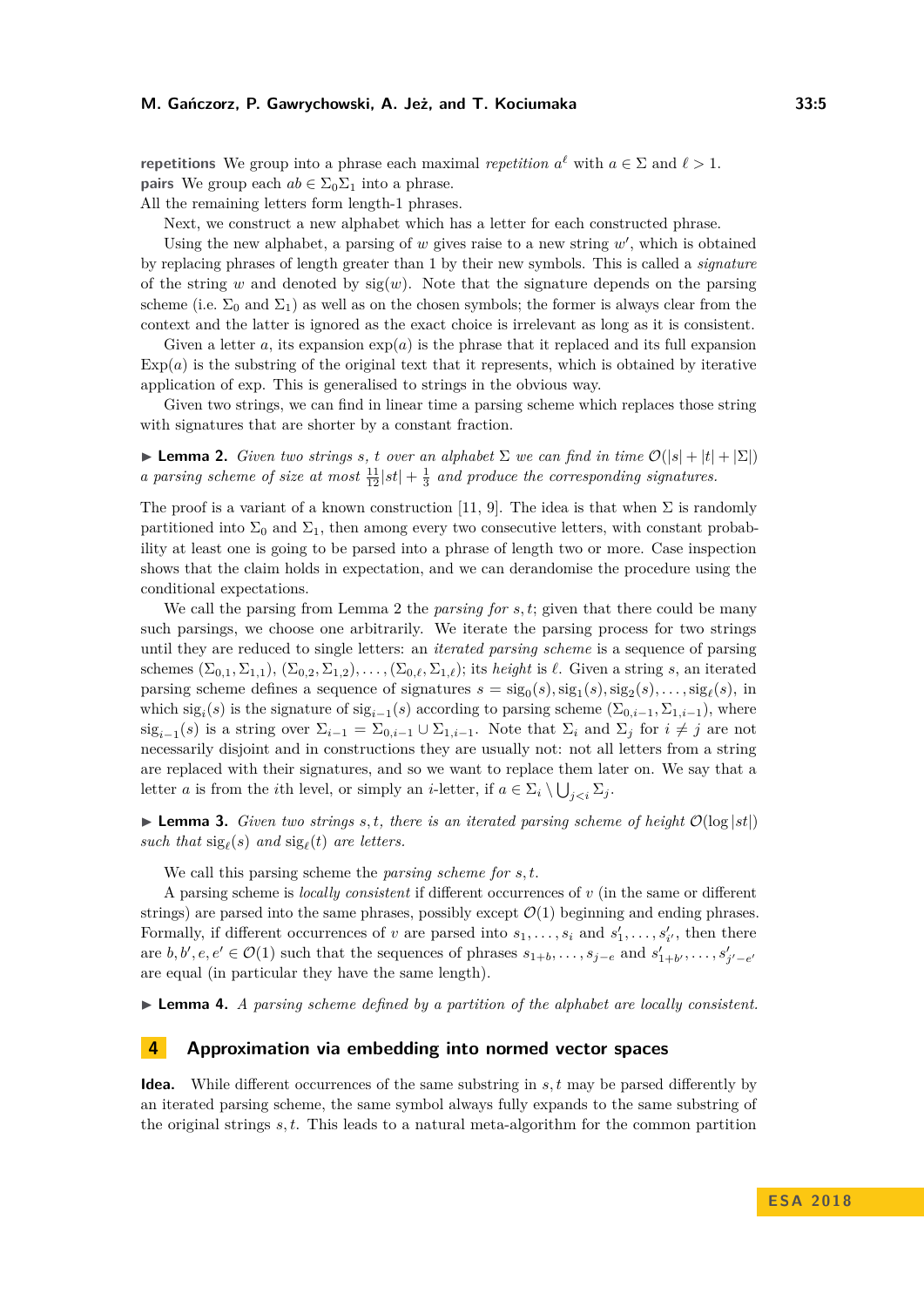**repetitions** We group into a phrase each maximal *repetition* $a^\ell$ with $a \in \Sigma$ and $\ell > 1$.

**pairs** We group each $ab \in \Sigma_0\Sigma_1$ into a phrase.

All the remaining letters form length-1 phrases.

Next, we construct a new alphabet which has a letter for each constructed phrase.

Using the new alphabet, a parsing of $w$ gives raise to a new string $w'$, which is obtained by replacing phrases of length greater than 1 by their new symbols. This is called a *signature* of the string $w$ and denoted by $\mathrm{sig}(w)$. Note that the signature depends on the parsing scheme (i.e. $\Sigma_0$ and $\Sigma_1$) as well as on the chosen symbols; the former is always clear from the context and the latter is ignored as the exact choice is irrelevant as long as it is consistent.

Given a letter $a$, its expansion $\exp(a)$ is the phrase that it replaced and its full expansion $\mathrm{Exp}(a)$ is the substring of the original text that it represents, which is obtained by iterative application of exp. This is generalised to strings in the obvious way.

Given two strings, we can find in linear time a parsing scheme which replaces those string with signatures that are shorter by a constant fraction.

▶ **Lemma 2.** *Given two strings $s$, $t$ over an alphabet $\Sigma$ we can find in time $\mathcal{O}(|s| + |t| + |\Sigma|)$ a parsing scheme of size at most $\frac{11}{12}|st| + \frac{1}{3}$ and produce the corresponding signatures.*

The proof is a variant of a known construction [11, 9]. The idea is that when $\Sigma$ is randomly partitioned into $\Sigma_0$ and $\Sigma_1$, then among every two consecutive letters, with constant probability at least one is going to be parsed into a phrase of length two or more. Case inspection shows that the claim holds in expectation, and we can derandomise the procedure using the conditional expectations.

We call the parsing from Lemma 2 the *parsing for* $s, t$; given that there could be many such parsings, we choose one arbitrarily. We iterate the parsing process for two strings until they are reduced to single letters: an *iterated parsing scheme* is a sequence of parsing schemes $(\Sigma_{0,1}, \Sigma_{1,1})$, $(\Sigma_{0,2}, \Sigma_{1,2}), \ldots, (\Sigma_{0,\ell}, \Sigma_{1,\ell})$; its *height* is $\ell$. Given a string $s$, an iterated parsing scheme defines a sequence of signatures $s = \mathrm{sig}_0(s), \mathrm{sig}_1(s), \mathrm{sig}_2(s), \ldots, \mathrm{sig}_\ell(s)$, in which $\mathrm{sig}_i(s)$ is the signature of $\mathrm{sig}_{i-1}(s)$ according to parsing scheme $(\Sigma_{0,i-1}, \Sigma_{1,i-1})$, where $\mathrm{sig}_{i-1}(s)$ is a string over $\Sigma_{i-1} = \Sigma_{0,i-1} \cup \Sigma_{1,i-1}$. Note that $\Sigma_i$ and $\Sigma_j$ for $i \neq j$ are not necessarily disjoint and in constructions they are usually not: not all letters from a string are replaced with their signatures, and so we want to replace them later on. We say that a letter $a$ is from the $i$th level, or simply an $i$-letter, if $a \in \Sigma_i \setminus \bigcup_{j<i} \Sigma_j$.

▶ **Lemma 3.** *Given two strings $s, t$, there is an iterated parsing scheme of height $\mathcal{O}(\log |st|)$ such that $\mathrm{sig}_\ell(s)$ and $\mathrm{sig}_\ell(t)$ are letters.*

We call this parsing scheme the *parsing scheme for* $s, t$.

A parsing scheme is *locally consistent* if different occurrences of $v$ (in the same or different strings) are parsed into the same phrases, possibly except $\mathcal{O}(1)$ beginning and ending phrases. Formally, if different occurrences of $v$ are parsed into $s_1, \ldots, s_i$ and $s'_1, \ldots, s'_{i'}$, then there are $b, b', e, e' \in \mathcal{O}(1)$ such that the sequences of phrases $s_{1+b}, \ldots, s_{j-e}$ and $s'_{1+b'}, \ldots, s'_{j'-e'}$ are equal (in particular they have the same length).

▶ **Lemma 4.** *A parsing scheme defined by a partition of the alphabet are locally consistent.*

## 4 Approximation via embedding into normed vector spaces

**Idea.** While different occurrences of the same substring in $s, t$ may be parsed differently by an iterated parsing scheme, the same symbol always fully expands to the same substring of the original strings $s, t$. This leads to a natural meta-algorithm for the common partition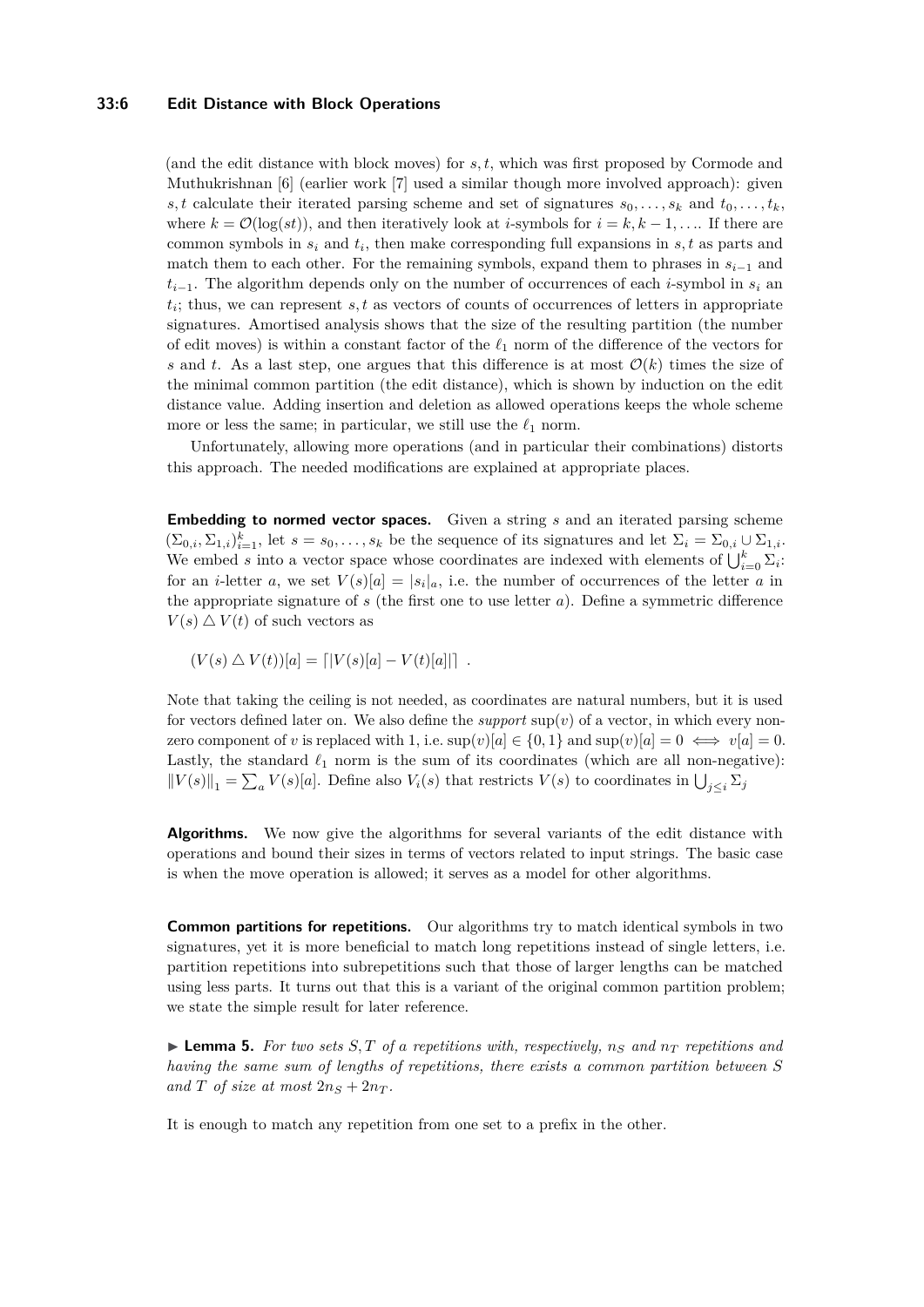(and the edit distance with block moves) for $s, t$, which was first proposed by Cormode and Muthukrishnan [6] (earlier work [7] used a similar though more involved approach): given $s, t$ calculate their iterated parsing scheme and set of signatures $s_0, \ldots, s_k$ and $t_0, \ldots, t_k$, where $k = \mathcal{O}(\log(st))$, and then iteratively look at $i$-symbols for $i = k, k-1, \ldots$. If there are common symbols in $s_i$ and $t_i$, then make corresponding full expansions in $s, t$ as parts and match them to each other. For the remaining symbols, expand them to phrases in $s_{i-1}$ and $t_{i-1}$. The algorithm depends only on the number of occurrences of each $i$-symbol in $s_i$ an $t_i$; thus, we can represent $s, t$ as vectors of counts of occurrences of letters in appropriate signatures. Amortised analysis shows that the size of the resulting partition (the number of edit moves) is within a constant factor of the $\ell_1$ norm of the difference of the vectors for $s$ and $t$. As a last step, one argues that this difference is at most $\mathcal{O}(k)$ times the size of the minimal common partition (the edit distance), which is shown by induction on the edit distance value. Adding insertion and deletion as allowed operations keeps the whole scheme more or less the same; in particular, we still use the $\ell_1$ norm.

Unfortunately, allowing more operations (and in particular their combinations) distorts this approach. The needed modifications are explained at appropriate places.

**Embedding to normed vector spaces.** Given a string $s$ and an iterated parsing scheme $(\Sigma_{0,i}, \Sigma_{1,i})_{i=1}^{k}$, let $s = s_0, \ldots, s_k$ be the sequence of its signatures and let $\Sigma_i = \Sigma_{0,i} \cup \Sigma_{1,i}$. We embed $s$ into a vector space whose coordinates are indexed with elements of $\bigcup_{i=0}^{k} \Sigma_i$: for an $i$-letter $a$, we set $V(s)[a] = |s_i|_a$, i.e. the number of occurrences of the letter $a$ in the appropriate signature of $s$ (the first one to use letter $a$). Define a symmetric difference $V(s) \triangle V(t)$ of such vectors as

$$(V(s) \triangle V(t))[a] = \lceil |V(s)[a] - V(t)[a]| \rceil \ .$$

Note that taking the ceiling is not needed, as coordinates are natural numbers, but it is used for vectors defined later on. We also define the *support* $\sup(v)$ of a vector, in which every non-zero component of $v$ is replaced with 1, i.e. $\sup(v)[a] \in \{0, 1\}$ and $\sup(v)[a] = 0 \iff v[a] = 0$. Lastly, the standard $\ell_1$ norm is the sum of its coordinates (which are all non-negative): $\|V(s)\|_1 = \sum_a V(s)[a]$. Define also $V_i(s)$ that restricts $V(s)$ to coordinates in $\bigcup_{j \le i} \Sigma_j$

**Algorithms.** We now give the algorithms for several variants of the edit distance with operations and bound their sizes in terms of vectors related to input strings. The basic case is when the move operation is allowed; it serves as a model for other algorithms.

**Common partitions for repetitions.** Our algorithms try to match identical symbols in two signatures, yet it is more beneficial to match long repetitions instead of single letters, i.e. partition repetitions into subrepetitions such that those of larger lengths can be matched using less parts. It turns out that this is a variant of the original common partition problem; we state the simple result for later reference.

▶ **Lemma 5.** *For two sets $S, T$ of a repetitions with, respectively, $n_S$ and $n_T$ repetitions and having the same sum of lengths of repetitions, there exists a common partition between $S$ and $T$ of size at most $2n_S + 2n_T$.*

It is enough to match any repetition from one set to a prefix in the other.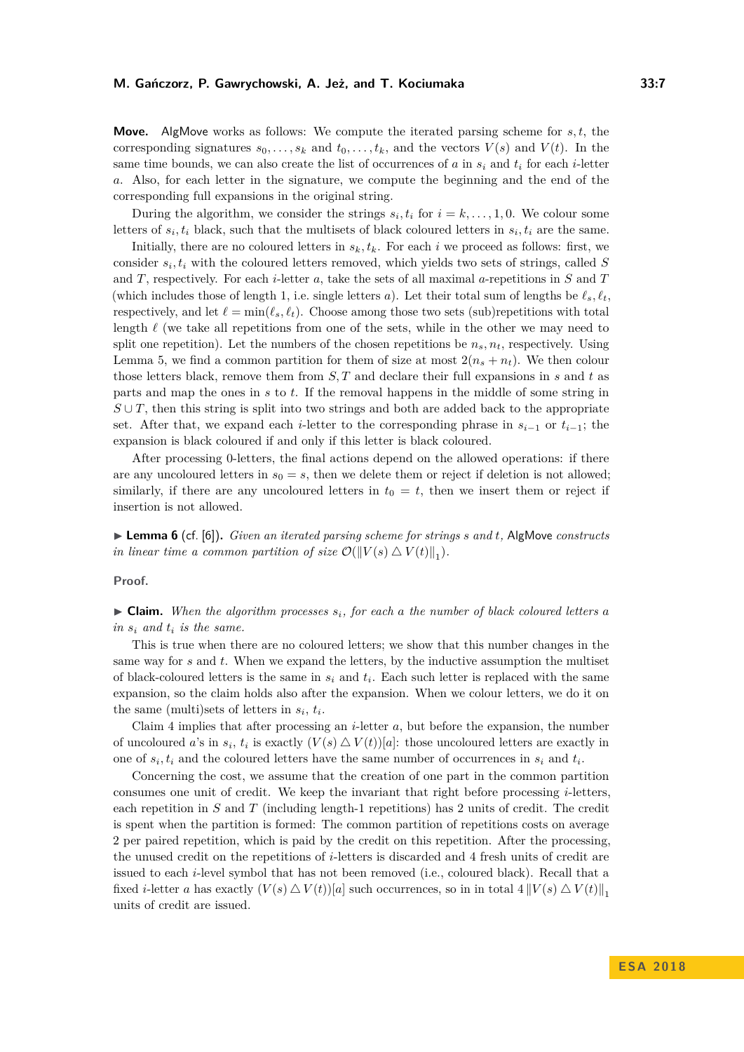**Move.** AlgMove works as follows: We compute the iterated parsing scheme for $s, t$, the corresponding signatures $s_0, \ldots, s_k$ and $t_0, \ldots, t_k$, and the vectors $V(s)$ and $V(t)$. In the same time bounds, we can also create the list of occurrences of $a$ in $s_i$ and $t_i$ for each $i$-letter $a$. Also, for each letter in the signature, we compute the beginning and the end of the corresponding full expansions in the original string.

During the algorithm, we consider the strings $s_i, t_i$ for $i = k, \ldots, 1, 0$. We colour some letters of $s_i, t_i$ black, such that the multisets of black coloured letters in $s_i, t_i$ are the same.

Initially, there are no coloured letters in $s_k, t_k$. For each $i$ we proceed as follows: first, we consider $s_i, t_i$ with the coloured letters removed, which yields two sets of strings, called $S$ and $T$, respectively. For each $i$-letter $a$, take the sets of all maximal $a$-repetitions in $S$ and $T$ (which includes those of length 1, i.e. single letters $a$). Let their total sum of lengths be $\ell_s, \ell_t$, respectively, and let $\ell = \min(\ell_s, \ell_t)$. Choose among those two sets (sub)repetitions with total length $\ell$ (we take all repetitions from one of the sets, while in the other we may need to split one repetition). Let the numbers of the chosen repetitions be $n_s, n_t$, respectively. Using Lemma 5, we find a common partition for them of size at most $2(n_s + n_t)$. We then colour those letters black, remove them from $S, T$ and declare their full expansions in $s$ and $t$ as parts and map the ones in $s$ to $t$. If the removal happens in the middle of some string in $S \cup T$, then this string is split into two strings and both are added back to the appropriate set. After that, we expand each $i$-letter to the corresponding phrase in $s_{i-1}$ or $t_{i-1}$; the expansion is black coloured if and only if this letter is black coloured.

After processing 0-letters, the final actions depend on the allowed operations: if there are any uncoloured letters in $s_0 = s$, then we delete them or reject if deletion is not allowed; similarly, if there are any uncoloured letters in $t_0 = t$, then we insert them or reject if insertion is not allowed.

▶ **Lemma 6** (cf. [6]). *Given an iterated parsing scheme for strings $s$ and $t$,* AlgMove *constructs in linear time a common partition of size $\mathcal{O}(\|V(s) \triangle V(t)\|_1)$.*

**Proof.**

▶ **Claim.** *When the algorithm processes $s_i$, for each $a$ the number of black coloured letters $a$ in $s_i$ and $t_i$ is the same.*

This is true when there are no coloured letters; we show that this number changes in the same way for $s$ and $t$. When we expand the letters, by the inductive assumption the multiset of black-coloured letters is the same in $s_i$ and $t_i$. Each such letter is replaced with the same expansion, so the claim holds also after the expansion. When we colour letters, we do it on the same (multi)sets of letters in $s_i$, $t_i$.

Claim 4 implies that after processing an $i$-letter $a$, but before the expansion, the number of uncoloured $a$'s in $s_i$, $t_i$ is exactly $(V(s) \triangle V(t))[a]$: those uncoloured letters are exactly in one of $s_i, t_i$ and the coloured letters have the same number of occurrences in $s_i$ and $t_i$.

Concerning the cost, we assume that the creation of one part in the common partition consumes one unit of credit. We keep the invariant that right before processing $i$-letters, each repetition in $S$ and $T$ (including length-1 repetitions) has 2 units of credit. The credit is spent when the partition is formed: The common partition of repetitions costs on average 2 per paired repetition, which is paid by the credit on this repetition. After the processing, the unused credit on the repetitions of $i$-letters is discarded and 4 fresh units of credit are issued to each $i$-level symbol that has not been removed (i.e., coloured black). Recall that a fixed $i$-letter $a$ has exactly $(V(s) \triangle V(t))[a]$ such occurrences, so in in total $4\,\|V(s) \triangle V(t)\|_1$ units of credit are issued.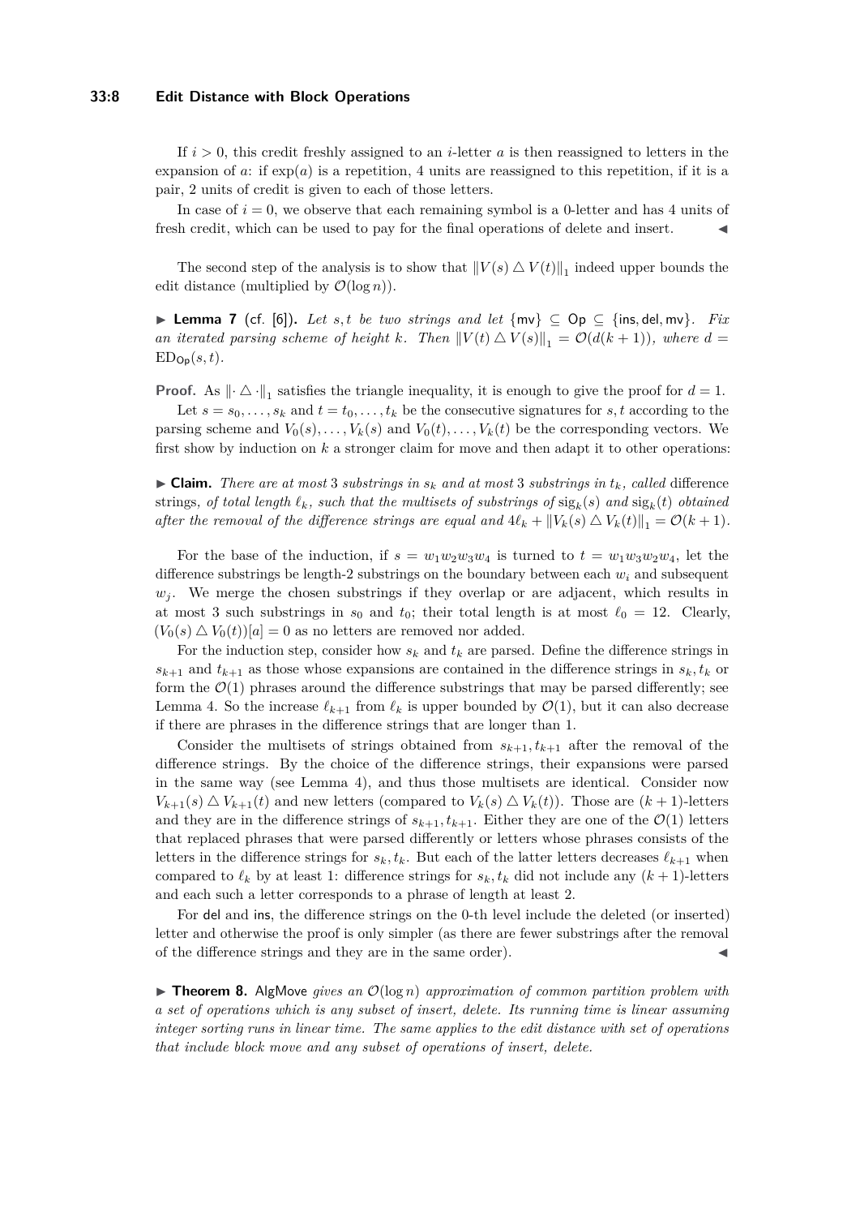If $i > 0$, this credit freshly assigned to an $i$-letter $a$ is then reassigned to letters in the expansion of $a$: if $\exp(a)$ is a repetition, 4 units are reassigned to this repetition, if it is a pair, 2 units of credit is given to each of those letters.

In case of $i = 0$, we observe that each remaining symbol is a 0-letter and has 4 units of fresh credit, which can be used to pay for the final operations of delete and insert. ◀

The second step of the analysis is to show that $\|V(s) \triangle V(t)\|_1$ indeed upper bounds the edit distance (multiplied by $\mathcal{O}(\log n)$).

▶ **Lemma 7** (cf. [6]). *Let $s, t$ be two strings and let $\{\mathsf{mv}\} \subseteq \mathsf{Op} \subseteq \{\mathsf{ins}, \mathsf{del}, \mathsf{mv}\}$. Fix an iterated parsing scheme of height $k$. Then $\|V(t) \triangle V(s)\|_1 = \mathcal{O}(d(k+1))$, where $d = \mathrm{ED}_{\mathsf{Op}}(s,t)$.*

**Proof.** As $\|\cdot \triangle \cdot\|_1$ satisfies the triangle inequality, it is enough to give the proof for $d = 1$.

Let $s = s_0, \ldots, s_k$ and $t = t_0, \ldots, t_k$ be the consecutive signatures for $s, t$ according to the parsing scheme and $V_0(s), \ldots, V_k(s)$ and $V_0(t), \ldots, V_k(t)$ be the corresponding vectors. We first show by induction on $k$ a stronger claim for move and then adapt it to other operations:

▶ **Claim.** *There are at most 3 substrings in $s_k$ and at most 3 substrings in $t_k$, called* difference strings*, of total length $\ell_k$, such that the multisets of substrings of $\mathrm{sig}_k(s)$ and $\mathrm{sig}_k(t)$ obtained after the removal of the difference strings are equal and $4\ell_k + \|V_k(s) \triangle V_k(t)\|_1 = \mathcal{O}(k+1)$.*

For the base of the induction, if $s = w_1w_2w_3w_4$ is turned to $t = w_1w_3w_2w_4$, let the difference substrings be length-2 substrings on the boundary between each $w_i$ and subsequent $w_j$. We merge the chosen substrings if they overlap or are adjacent, which results in at most 3 such substrings in $s_0$ and $t_0$; their total length is at most $\ell_0 = 12$. Clearly, $(V_0(s) \triangle V_0(t))[a] = 0$ as no letters are removed nor added.

For the induction step, consider how $s_k$ and $t_k$ are parsed. Define the difference strings in $s_{k+1}$ and $t_{k+1}$ as those whose expansions are contained in the difference strings in $s_k, t_k$ or form the $\mathcal{O}(1)$ phrases around the difference substrings that may be parsed differently; see Lemma 4. So the increase $\ell_{k+1}$ from $\ell_k$ is upper bounded by $\mathcal{O}(1)$, but it can also decrease if there are phrases in the difference strings that are longer than 1.

Consider the multisets of strings obtained from $s_{k+1}, t_{k+1}$ after the removal of the difference strings. By the choice of the difference strings, their expansions were parsed in the same way (see Lemma 4), and thus those multisets are identical. Consider now $V_{k+1}(s) \triangle V_{k+1}(t)$ and new letters (compared to $V_k(s) \triangle V_k(t)$). Those are $(k+1)$-letters and they are in the difference strings of $s_{k+1}, t_{k+1}$. Either they are one of the $\mathcal{O}(1)$ letters that replaced phrases that were parsed differently or letters whose phrases consists of the letters in the difference strings for $s_k, t_k$. But each of the latter letters decreases $\ell_{k+1}$ when compared to $\ell_k$ by at least 1: difference strings for $s_k, t_k$ did not include any $(k+1)$-letters and each such a letter corresponds to a phrase of length at least 2.

For $\mathsf{del}$ and $\mathsf{ins}$, the difference strings on the 0-th level include the deleted (or inserted) letter and otherwise the proof is only simpler (as there are fewer substrings after the removal of the difference strings and they are in the same order). ◀

▶ **Theorem 8.** AlgMove *gives an $\mathcal{O}(\log n)$ approximation of common partition problem with a set of operations which is any subset of insert, delete. Its running time is linear assuming integer sorting runs in linear time. The same applies to the edit distance with set of operations that include block move and any subset of operations of insert, delete.*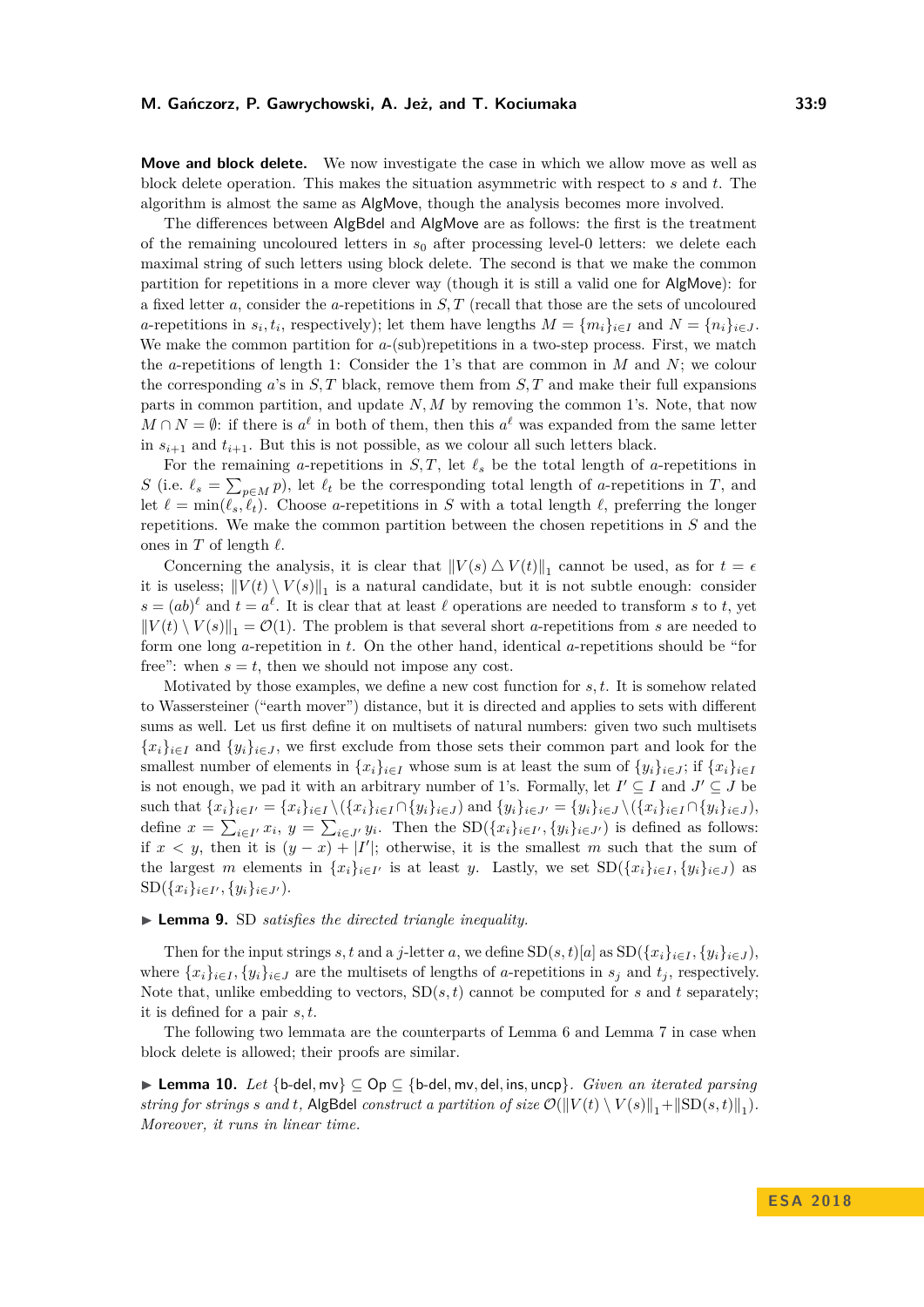**Move and block delete.** We now investigate the case in which we allow move as well as block delete operation. This makes the situation asymmetric with respect to $s$ and $t$. The algorithm is almost the same as AlgMove, though the analysis becomes more involved.

The differences between AlgBdel and AlgMove are as follows: the first is the treatment of the remaining uncoloured letters in $s_0$ after processing level-0 letters: we delete each maximal string of such letters using block delete. The second is that we make the common partition for repetitions in a more clever way (though it is still a valid one for AlgMove): for a fixed letter $a$, consider the $a$-repetitions in $S, T$ (recall that those are the sets of uncoloured $a$-repetitions in $s_i, t_i$, respectively); let them have lengths $M = \{m_i\}_{i \in I}$ and $N = \{n_i\}_{i \in J}$. We make the common partition for $a$-(sub)repetitions in a two-step process. First, we match the $a$-repetitions of length 1: Consider the 1's that are common in $M$ and $N$; we colour the corresponding $a$'s in $S, T$ black, remove them from $S, T$ and make their full expansions parts in common partition, and update $N, M$ by removing the common 1's. Note, that now $M \cap N = \emptyset$: if there is $a^\ell$ in both of them, then this $a^\ell$ was expanded from the same letter in $s_{i+1}$ and $t_{i+1}$. But this is not possible, as we colour all such letters black.

For the remaining $a$-repetitions in $S, T$, let $\ell_s$ be the total length of $a$-repetitions in $S$ (i.e. $\ell_s = \sum_{p \in M} p$), let $\ell_t$ be the corresponding total length of $a$-repetitions in $T$, and let $\ell = \min(\ell_s, \ell_t)$. Choose $a$-repetitions in $S$ with a total length $\ell$, preferring the longer repetitions. We make the common partition between the chosen repetitions in $S$ and the ones in $T$ of length $\ell$.

Concerning the analysis, it is clear that $\|V(s) \triangle V(t)\|_1$ cannot be used, as for $t = \epsilon$ it is useless; $\|V(t) \setminus V(s)\|_1$ is a natural candidate, but it is not subtle enough: consider $s = (ab)^\ell$ and $t = a^\ell$. It is clear that at least $\ell$ operations are needed to transform $s$ to $t$, yet $\|V(t) \setminus V(s)\|_1 = \mathcal{O}(1)$. The problem is that several short $a$-repetitions from $s$ are needed to form one long $a$-repetition in $t$. On the other hand, identical $a$-repetitions should be "for free": when $s = t$, then we should not impose any cost.

Motivated by those examples, we define a new cost function for $s, t$. It is somehow related to Wassersteiner ("earth mover") distance, but it is directed and applies to sets with different sums as well. Let us first define it on multisets of natural numbers: given two such multisets $\{x_i\}_{i \in I}$ and $\{y_i\}_{i \in J}$, we first exclude from those sets their common part and look for the smallest number of elements in $\{x_i\}_{i \in I}$ whose sum is at least the sum of $\{y_i\}_{i \in J}$; if $\{x_i\}_{i \in I}$ is not enough, we pad it with an arbitrary number of 1's. Formally, let $I' \subseteq I$ and $J' \subseteq J$ be such that $\{x_i\}_{i \in I'} = \{x_i\}_{i \in I} \setminus (\{x_i\}_{i \in I} \cap \{y_i\}_{i \in J})$ and $\{y_i\}_{i \in J'} = \{y_i\}_{i \in J} \setminus (\{x_i\}_{i \in I} \cap \{y_i\}_{i \in J})$, define $x = \sum_{i \in I'} x_i$, $y = \sum_{i \in J'} y_i$. Then the $\mathrm{SD}(\{x_i\}_{i \in I'}, \{y_i\}_{i \in J'})$ is defined as follows: if $x < y$, then it is $(y - x) + |I'|$; otherwise, it is the smallest $m$ such that the sum of the largest $m$ elements in $\{x_i\}_{i \in I'}$ is at least $y$. Lastly, we set $\mathrm{SD}(\{x_i\}_{i \in I}, \{y_i\}_{i \in J})$ as $\mathrm{SD}(\{x_i\}_{i \in I'}, \{y_i\}_{i \in J'})$.

▶ **Lemma 9.** SD *satisfies the directed triangle inequality.*

Then for the input strings $s, t$ and a $j$-letter $a$, we define $\mathrm{SD}(s,t)[a]$ as $\mathrm{SD}(\{x_i\}_{i \in I}, \{y_i\}_{i \in J})$, where $\{x_i\}_{i \in I}, \{y_i\}_{i \in J}$ are the multisets of lengths of $a$-repetitions in $s_j$ and $t_j$, respectively. Note that, unlike embedding to vectors, $\mathrm{SD}(s,t)$ cannot be computed for $s$ and $t$ separately; it is defined for a pair $s, t$.

The following two lemmata are the counterparts of Lemma 6 and Lemma 7 in case when block delete is allowed; their proofs are similar.

▶ **Lemma 10.** *Let* $\{\mathsf{b\text{-}del}, \mathsf{mv}\} \subseteq \mathsf{Op} \subseteq \{\mathsf{b\text{-}del}, \mathsf{mv}, \mathsf{del}, \mathsf{ins}, \mathsf{uncp}\}$. *Given an iterated parsing string for strings $s$ and $t$,* AlgBdel *construct a partition of size* $\mathcal{O}(\|V(t) \setminus V(s)\|_1 + \|\mathrm{SD}(s,t)\|_1)$. *Moreover, it runs in linear time.*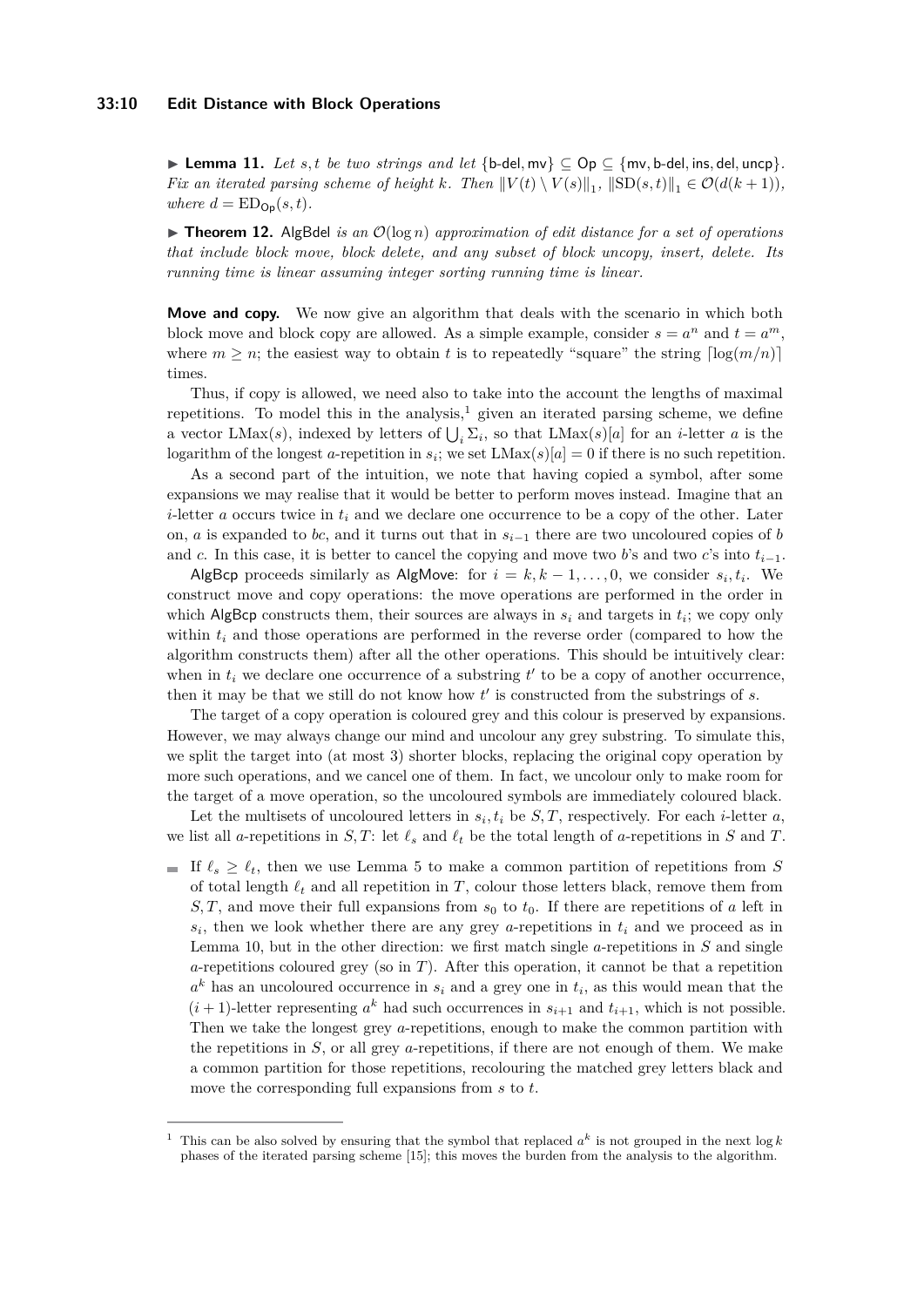▶ **Lemma 11.** *Let $s, t$ be two strings and let $\{\mathsf{b\text{-}del}, \mathsf{mv}\} \subseteq \mathsf{Op} \subseteq \{\mathsf{mv}, \mathsf{b\text{-}del}, \mathsf{ins}, \mathsf{del}, \mathsf{uncp}\}$. Fix an iterated parsing scheme of height $k$. Then $\|V(t) \setminus V(s)\|_1$, $\|\mathrm{SD}(s,t)\|_1 \in \mathcal{O}(d(k+1))$, where $d = \mathrm{ED}_{\mathsf{Op}}(s,t)$.*

▶ **Theorem 12.** AlgBdel *is an $\mathcal{O}(\log n)$ approximation of edit distance for a set of operations that include block move, block delete, and any subset of block uncopy, insert, delete. Its running time is linear assuming integer sorting running time is linear.*

**Move and copy.** We now give an algorithm that deals with the scenario in which both block move and block copy are allowed. As a simple example, consider $s = a^n$ and $t = a^m$, where $m \geq n$; the easiest way to obtain $t$ is to repeatedly "square" the string $\lceil \log(m/n) \rceil$ times.

Thus, if copy is allowed, we need also to take into the account the lengths of maximal repetitions. To model this in the analysis,[1] given an iterated parsing scheme, we define a vector $\mathrm{LMax}(s)$, indexed by letters of $\bigcup_i \Sigma_i$, so that $\mathrm{LMax}(s)[a]$ for an $i$-letter $a$ is the logarithm of the longest $a$-repetition in $s_i$; we set $\mathrm{LMax}(s)[a] = 0$ if there is no such repetition.

As a second part of the intuition, we note that having copied a symbol, after some expansions we may realise that it would be better to perform moves instead. Imagine that an $i$-letter $a$ occurs twice in $t_i$ and we declare one occurrence to be a copy of the other. Later on, $a$ is expanded to $bc$, and it turns out that in $s_{i-1}$ there are two uncoloured copies of $b$ and $c$. In this case, it is better to cancel the copying and move two $b$'s and two $c$'s into $t_{i-1}$.

AlgBcp proceeds similarly as AlgMove: for $i = k, k-1, \ldots, 0$, we consider $s_i, t_i$. We construct move and copy operations: the move operations are performed in the order in which AlgBcp constructs them, their sources are always in $s_i$ and targets in $t_i$; we copy only within $t_i$ and those operations are performed in the reverse order (compared to how the algorithm constructs them) after all the other operations. This should be intuitively clear: when in $t_i$ we declare one occurrence of a substring $t'$ to be a copy of another occurrence, then it may be that we still do not know how $t'$ is constructed from the substrings of $s$.

The target of a copy operation is coloured grey and this colour is preserved by expansions. However, we may always change our mind and uncolour any grey substring. To simulate this, we split the target into (at most 3) shorter blocks, replacing the original copy operation by more such operations, and we cancel one of them. In fact, we uncolour only to make room for the target of a move operation, so the uncoloured symbols are immediately coloured black.

Let the multisets of uncoloured letters in $s_i, t_i$ be $S, T$, respectively. For each $i$-letter $a$, we list all $a$-repetitions in $S, T$: let $\ell_s$ and $\ell_t$ be the total length of $a$-repetitions in $S$ and $T$.

- If $\ell_s \geq \ell_t$, then we use Lemma 5 to make a common partition of repetitions from $S$ of total length $\ell_t$ and all repetition in $T$, colour those letters black, remove them from $S, T$, and move their full expansions from $s_0$ to $t_0$. If there are repetitions of $a$ left in $s_i$, then we look whether there are any grey $a$-repetitions in $t_i$ and we proceed as in Lemma 10, but in the other direction: we first match single $a$-repetitions in $S$ and single $a$-repetitions coloured grey (so in $T$). After this operation, it cannot be that a repetition $a^k$ has an uncoloured occurrence in $s_i$ and a grey one in $t_i$, as this would mean that the $(i+1)$-letter representing $a^k$ had such occurrences in $s_{i+1}$ and $t_{i+1}$, which is not possible. Then we take the longest grey $a$-repetitions, enough to make the common partition with the repetitions in $S$, or all grey $a$-repetitions, if there are not enough of them. We make a common partition for those repetitions, recolouring the matched grey letters black and move the corresponding full expansions from $s$ to $t$.

[1] This can be also solved by ensuring that the symbol that replaced $a^k$ is not grouped in the next $\log k$ phases of the iterated parsing scheme [15]; this moves the burden from the analysis to the algorithm.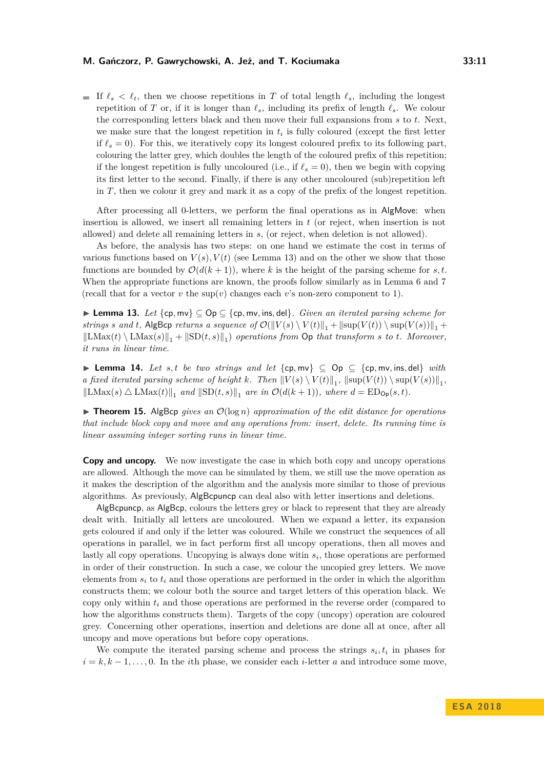- If $\ell_s < \ell_t$, then we choose repetitions in $T$ of total length $\ell_s$, including the longest repetition of $T$ or, if it is longer than $\ell_s$, including its prefix of length $\ell_s$. We colour the corresponding letters black and then move their full expansions from $s$ to $t$. Next, we make sure that the longest repetition in $t_i$ is fully coloured (except the first letter if $\ell_s = 0$). For this, we iteratively copy its longest coloured prefix to its following part, colouring the latter grey, which doubles the length of the coloured prefix of this repetition; if the longest repetition is fully uncoloured (i.e., if $\ell_s = 0$), then we begin with copying its first letter to the second. Finally, if there is any other uncoloured (sub)repetition left in $T$, then we colour it grey and mark it as a copy of the prefix of the longest repetition.

After processing all 0-letters, we perform the final operations as in AlgMove: when insertion is allowed, we insert all remaining letters in $t$ (or reject, when insertion is not allowed) and delete all remaining letters in $s$, (or reject, when deletion is not allowed).

As before, the analysis has two steps: on one hand we estimate the cost in terms of various functions based on $V(s), V(t)$ (see Lemma 13) and on the other we show that those functions are bounded by $\mathcal{O}(d(k+1))$, where $k$ is the height of the parsing scheme for $s, t$. When the appropriate functions are known, the proofs follow similarly as in Lemma 6 and 7 (recall that for a vector $v$ the $\sup(v)$ changes each $v$'s non-zero component to 1).

▶ **Lemma 13.** *Let* $\{\mathsf{cp}, \mathsf{mv}\} \subseteq \mathsf{Op} \subseteq \{\mathsf{cp}, \mathsf{mv}, \mathsf{ins}, \mathsf{del}\}$*. Given an iterated parsing scheme for strings $s$ and $t$, AlgBcp returns a sequence of* $\mathcal{O}(\|V(s) \setminus V(t)\|_1 + \|\sup(V(t)) \setminus \sup(V(s))\|_1 + \|\mathrm{LMax}(t) \setminus \mathrm{LMax}(s)\|_1 + \|\mathrm{SD}(t, s)\|_1)$ *operations from* $\mathsf{Op}$ *that transform $s$ to $t$. Moreover, it runs in linear time.*

▶ **Lemma 14.** *Let $s, t$ be two strings and let* $\{\mathsf{cp}, \mathsf{mv}\} \subseteq \mathsf{Op} \subseteq \{\mathsf{cp}, \mathsf{mv}, \mathsf{ins}, \mathsf{del}\}$ *with a fixed iterated parsing scheme of height $k$. Then* $\|V(s) \setminus V(t)\|_1$, $\|\sup(V(t)) \setminus \sup(V(s))\|_1$, $\|\mathrm{LMax}(s) \triangle \mathrm{LMax}(t)\|_1$ *and* $\|\mathrm{SD}(t, s)\|_1$ *are in* $\mathcal{O}(d(k+1))$*, where* $d = \mathrm{ED}_{\mathsf{Op}}(s, t)$*.*

▶ **Theorem 15.** *AlgBcp gives an* $\mathcal{O}(\log n)$ *approximation of the edit distance for operations that include block copy and move and any operations from: insert, delete. Its running time is linear assuming integer sorting runs in linear time.*

**Copy and uncopy.** We now investigate the case in which both copy and uncopy operations are allowed. Although the move can be simulated by them, we still use the move operation as it makes the description of the algorithm and the analysis more similar to those of previous algorithms. As previously, AlgBcpuncp can deal also with letter insertions and deletions.

AlgBcpuncp, as AlgBcp, colours the letters grey or black to represent that they are already dealt with. Initially all letters are uncoloured. When we expand a letter, its expansion gets coloured if and only if the letter was coloured. While we construct the sequences of all operations in parallel, we in fact perform first all uncopy operations, then all moves and lastly all copy operations. Uncopying is always done within $s_i$, those operations are performed in order of their construction. In such a case, we colour the uncopied grey letters. We move elements from $s_i$ to $t_i$ and those operations are performed in the order in which the algorithm constructs them; we colour both the source and target letters of this operation black. We copy only within $t_i$ and those operations are performed in the reverse order (compared to how the algorithms constructs them). Targets of the copy (uncopy) operation are coloured grey. Concerning other operations, insertion and deletions are done all at once, after all uncopy and move operations but before copy operations.

We compute the iterated parsing scheme and process the strings $s_i, t_i$ in phases for $i = k, k-1, \ldots, 0$. In the $i$th phase, we consider each $i$-letter $a$ and introduce some move,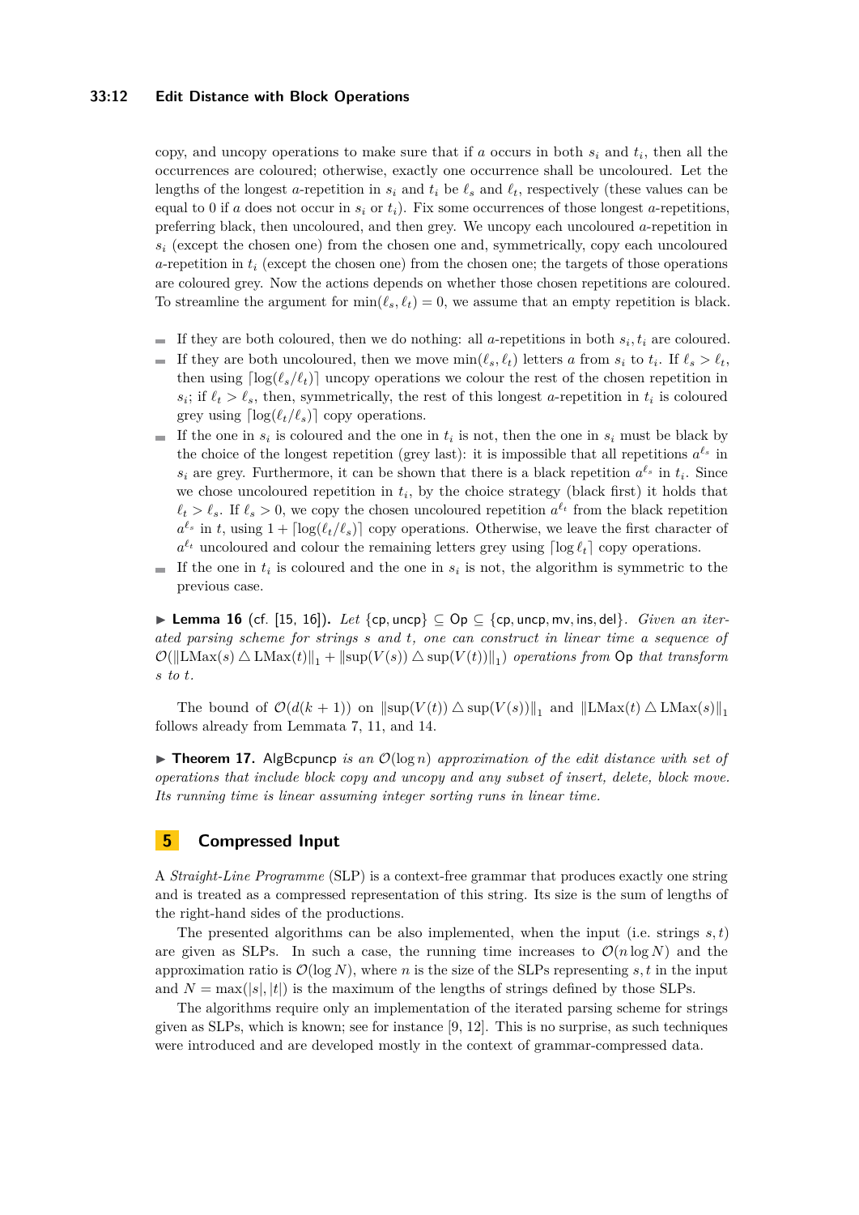copy, and uncopy operations to make sure that if $a$ occurs in both $s_i$ and $t_i$, then all the occurrences are coloured; otherwise, exactly one occurrence shall be uncoloured. Let the lengths of the longest $a$-repetition in $s_i$ and $t_i$ be $\ell_s$ and $\ell_t$, respectively (these values can be equal to 0 if $a$ does not occur in $s_i$ or $t_i$). Fix some occurrences of those longest $a$-repetitions, preferring black, then uncoloured, and then grey. We uncopy each uncoloured $a$-repetition in $s_i$ (except the chosen one) from the chosen one and, symmetrically, copy each uncoloured $a$-repetition in $t_i$ (except the chosen one) from the chosen one; the targets of those operations are coloured grey. Now the actions depends on whether those chosen repetitions are coloured. To streamline the argument for $\min(\ell_s, \ell_t) = 0$, we assume that an empty repetition is black.

- If they are both coloured, then we do nothing: all $a$-repetitions in both $s_i, t_i$ are coloured.
- If they are both uncoloured, then we move $\min(\ell_s, \ell_t)$ letters $a$ from $s_i$ to $t_i$. If $\ell_s > \ell_t$, then using $\lceil \log(\ell_s/\ell_t) \rceil$ uncopy operations we colour the rest of the chosen repetition in $s_i$; if $\ell_t > \ell_s$, then, symmetrically, the rest of this longest $a$-repetition in $t_i$ is coloured grey using $\lceil \log(\ell_t/\ell_s) \rceil$ copy operations.
- If the one in $s_i$ is coloured and the one in $t_i$ is not, then the one in $s_i$ must be black by the choice of the longest repetition (grey last): it is impossible that all repetitions $a^{\ell_s}$ in $s_i$ are grey. Furthermore, it can be shown that there is a black repetition $a^{\ell_s}$ in $t_i$. Since we chose uncoloured repetition in $t_i$, by the choice strategy (black first) it holds that $\ell_t > \ell_s$. If $\ell_s > 0$, we copy the chosen uncoloured repetition $a^{\ell_t}$ from the black repetition $a^{\ell_s}$ in $t$, using $1 + \lceil \log(\ell_t/\ell_s) \rceil$ copy operations. Otherwise, we leave the first character of $a^{\ell_t}$ uncoloured and colour the remaining letters grey using $\lceil \log \ell_t \rceil$ copy operations.
- If the one in $t_i$ is coloured and the one in $s_i$ is not, the algorithm is symmetric to the previous case.

▶ **Lemma 16** (cf. [15, 16]). *Let* $\{\mathsf{cp}, \mathsf{uncp}\} \subseteq \mathsf{Op} \subseteq \{\mathsf{cp}, \mathsf{uncp}, \mathsf{mv}, \mathsf{ins}, \mathsf{del}\}$. *Given an iterated parsing scheme for strings $s$ and $t$, one can construct in linear time a sequence of* $\mathcal{O}(\|\mathrm{LMax}(s) \triangle \mathrm{LMax}(t)\|_1 + \|\sup(V(s)) \triangle \sup(V(t))\|_1)$ *operations from* $\mathsf{Op}$ *that transform $s$ to $t$.*

The bound of $\mathcal{O}(d(k+1))$ on $\|\sup(V(t)) \triangle \sup(V(s))\|_1$ and $\|\mathrm{LMax}(t) \triangle \mathrm{LMax}(s)\|_1$ follows already from Lemmata 7, 11, and 14.

▶ **Theorem 17.** $\mathsf{AlgBcpuncp}$ *is an* $\mathcal{O}(\log n)$ *approximation of the edit distance with set of operations that include block copy and uncopy and any subset of insert, delete, block move. Its running time is linear assuming integer sorting runs in linear time.*

## 5 Compressed Input

A *Straight-Line Programme* (SLP) is a context-free grammar that produces exactly one string and is treated as a compressed representation of this string. Its size is the sum of lengths of the right-hand sides of the productions.

The presented algorithms can be also implemented, when the input (i.e. strings $s, t$) are given as SLPs. In such a case, the running time increases to $\mathcal{O}(n \log N)$ and the approximation ratio is $\mathcal{O}(\log N)$, where $n$ is the size of the SLPs representing $s, t$ in the input and $N = \max(|s|, |t|)$ is the maximum of the lengths of strings defined by those SLPs.

The algorithms require only an implementation of the iterated parsing scheme for strings given as SLPs, which is known; see for instance [9, 12]. This is no surprise, as such techniques were introduced and are developed mostly in the context of grammar-compressed data.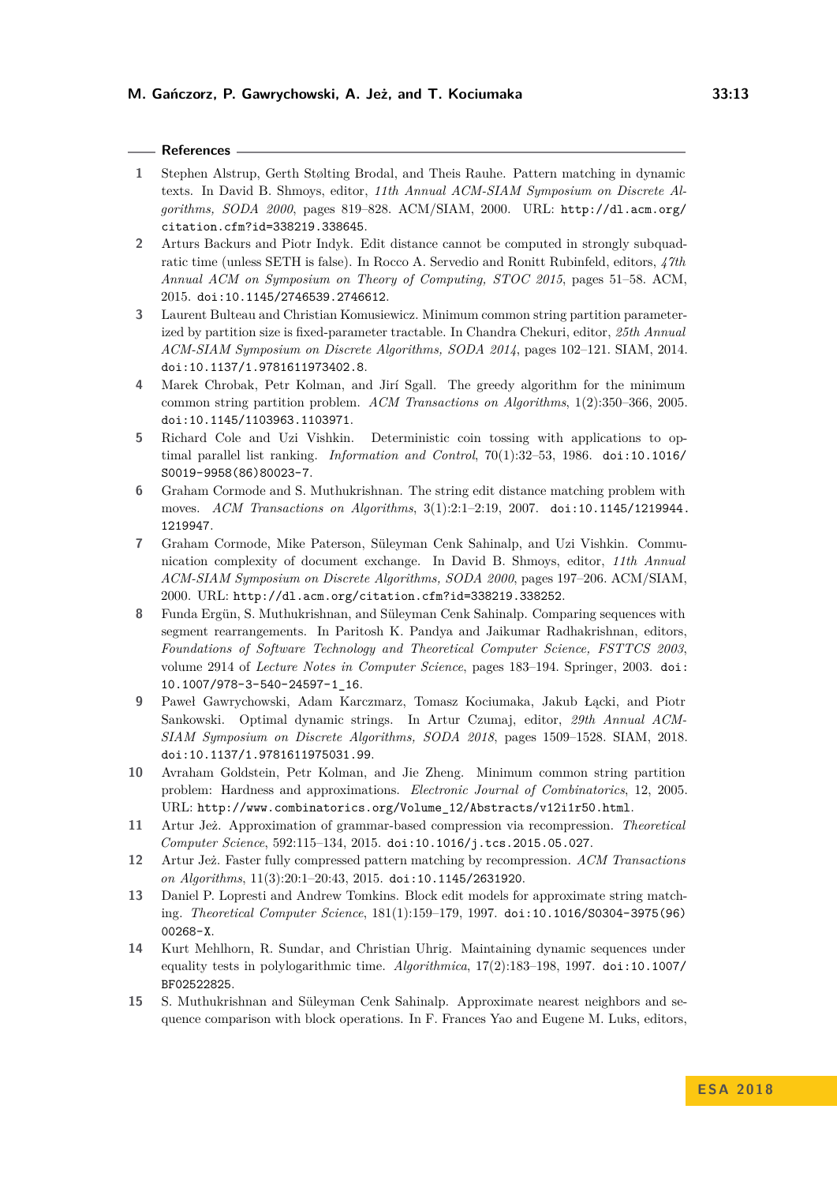## References

1. Stephen Alstrup, Gerth Stølting Brodal, and Theis Rauhe. Pattern matching in dynamic texts. In David B. Shmoys, editor, *11th Annual ACM-SIAM Symposium on Discrete Algorithms, SODA 2000*, pages 819–828. ACM/SIAM, 2000. URL: http://dl.acm.org/citation.cfm?id=338219.338645.
2. Arturs Backurs and Piotr Indyk. Edit distance cannot be computed in strongly subquadratic time (unless SETH is false). In Rocco A. Servedio and Ronitt Rubinfeld, editors, *47th Annual ACM on Symposium on Theory of Computing, STOC 2015*, pages 51–58. ACM, 2015. doi:10.1145/2746539.2746612.
3. Laurent Bulteau and Christian Komusiewicz. Minimum common string partition parameterized by partition size is fixed-parameter tractable. In Chandra Chekuri, editor, *25th Annual ACM-SIAM Symposium on Discrete Algorithms, SODA 2014*, pages 102–121. SIAM, 2014. doi:10.1137/1.9781611973402.8.
4. Marek Chrobak, Petr Kolman, and Jirí Sgall. The greedy algorithm for the minimum common string partition problem. *ACM Transactions on Algorithms*, 1(2):350–366, 2005. doi:10.1145/1103963.1103971.
5. Richard Cole and Uzi Vishkin. Deterministic coin tossing with applications to optimal parallel list ranking. *Information and Control*, 70(1):32–53, 1986. doi:10.1016/S0019-9958(86)80023-7.
6. Graham Cormode and S. Muthukrishnan. The string edit distance matching problem with moves. *ACM Transactions on Algorithms*, 3(1):2:1–2:19, 2007. doi:10.1145/1219944.1219947.
7. Graham Cormode, Mike Paterson, Süleyman Cenk Sahinalp, and Uzi Vishkin. Communication complexity of document exchange. In David B. Shmoys, editor, *11th Annual ACM-SIAM Symposium on Discrete Algorithms, SODA 2000*, pages 197–206. ACM/SIAM, 2000. URL: http://dl.acm.org/citation.cfm?id=338219.338252.
8. Funda Ergün, S. Muthukrishnan, and Süleyman Cenk Sahinalp. Comparing sequences with segment rearrangements. In Paritosh K. Pandya and Jaikumar Radhakrishnan, editors, *Foundations of Software Technology and Theoretical Computer Science, FSTTCS 2003*, volume 2914 of *Lecture Notes in Computer Science*, pages 183–194. Springer, 2003. doi:10.1007/978-3-540-24597-1_16.
9. Paweł Gawrychowski, Adam Karczmarz, Tomasz Kociumaka, Jakub Łącki, and Piotr Sankowski. Optimal dynamic strings. In Artur Czumaj, editor, *29th Annual ACM-SIAM Symposium on Discrete Algorithms, SODA 2018*, pages 1509–1528. SIAM, 2018. doi:10.1137/1.9781611975031.99.
10. Avraham Goldstein, Petr Kolman, and Jie Zheng. Minimum common string partition problem: Hardness and approximations. *Electronic Journal of Combinatorics*, 12, 2005. URL: http://www.combinatorics.org/Volume_12/Abstracts/v12i1r50.html.
11. Artur Jeż. Approximation of grammar-based compression via recompression. *Theoretical Computer Science*, 592:115–134, 2015. doi:10.1016/j.tcs.2015.05.027.
12. Artur Jeż. Faster fully compressed pattern matching by recompression. *ACM Transactions on Algorithms*, 11(3):20:1–20:43, 2015. doi:10.1145/2631920.
13. Daniel P. Lopresti and Andrew Tomkins. Block edit models for approximate string matching. *Theoretical Computer Science*, 181(1):159–179, 1997. doi:10.1016/S0304-3975(96)00268-X.
14. Kurt Mehlhorn, R. Sundar, and Christian Uhrig. Maintaining dynamic sequences under equality tests in polylogarithmic time. *Algorithmica*, 17(2):183–198, 1997. doi:10.1007/BF02522825.
15. S. Muthukrishnan and Süleyman Cenk Sahinalp. Approximate nearest neighbors and sequence comparison with block operations. In F. Frances Yao and Eugene M. Luks, editors,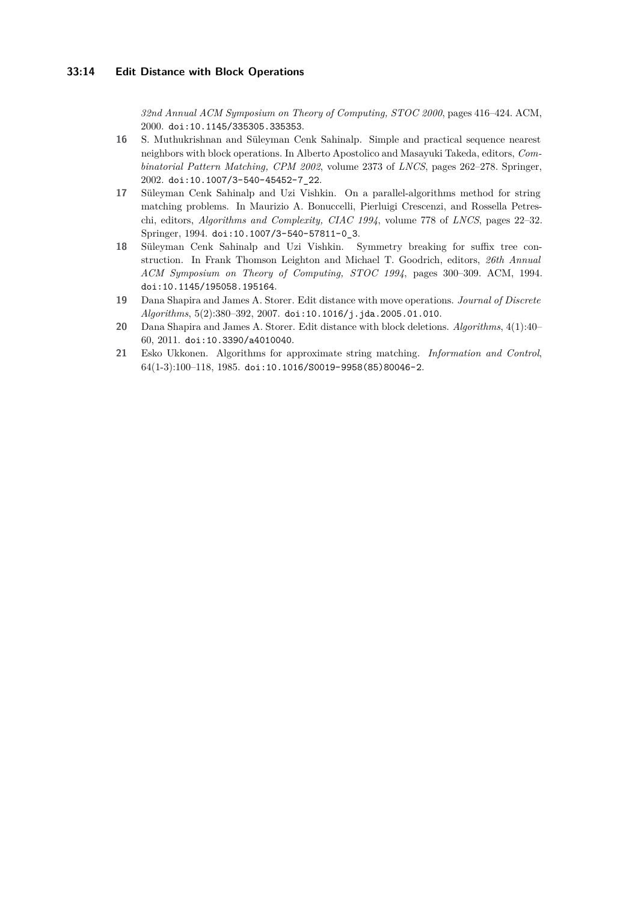*32nd Annual ACM Symposium on Theory of Computing, STOC 2000*, pages 416–424. ACM, 2000. doi:10.1145/335305.335353.

**16** S. Muthukrishnan and Süleyman Cenk Sahinalp. Simple and practical sequence nearest neighbors with block operations. In Alberto Apostolico and Masayuki Takeda, editors, *Combinatorial Pattern Matching, CPM 2002*, volume 2373 of *LNCS*, pages 262–278. Springer, 2002. doi:10.1007/3-540-45452-7_22.

**17** Süleyman Cenk Sahinalp and Uzi Vishkin. On a parallel-algorithms method for string matching problems. In Maurizio A. Bonuccelli, Pierluigi Crescenzi, and Rossella Petreschi, editors, *Algorithms and Complexity, CIAC 1994*, volume 778 of *LNCS*, pages 22–32. Springer, 1994. doi:10.1007/3-540-57811-0_3.

**18** Süleyman Cenk Sahinalp and Uzi Vishkin. Symmetry breaking for suffix tree construction. In Frank Thomson Leighton and Michael T. Goodrich, editors, *26th Annual ACM Symposium on Theory of Computing, STOC 1994*, pages 300–309. ACM, 1994. doi:10.1145/195058.195164.

**19** Dana Shapira and James A. Storer. Edit distance with move operations. *Journal of Discrete Algorithms*, 5(2):380–392, 2007. doi:10.1016/j.jda.2005.01.010.

**20** Dana Shapira and James A. Storer. Edit distance with block deletions. *Algorithms*, 4(1):40–60, 2011. doi:10.3390/a4010040.

**21** Esko Ukkonen. Algorithms for approximate string matching. *Information and Control*, 64(1-3):100–118, 1985. doi:10.1016/S0019-9958(85)80046-2.